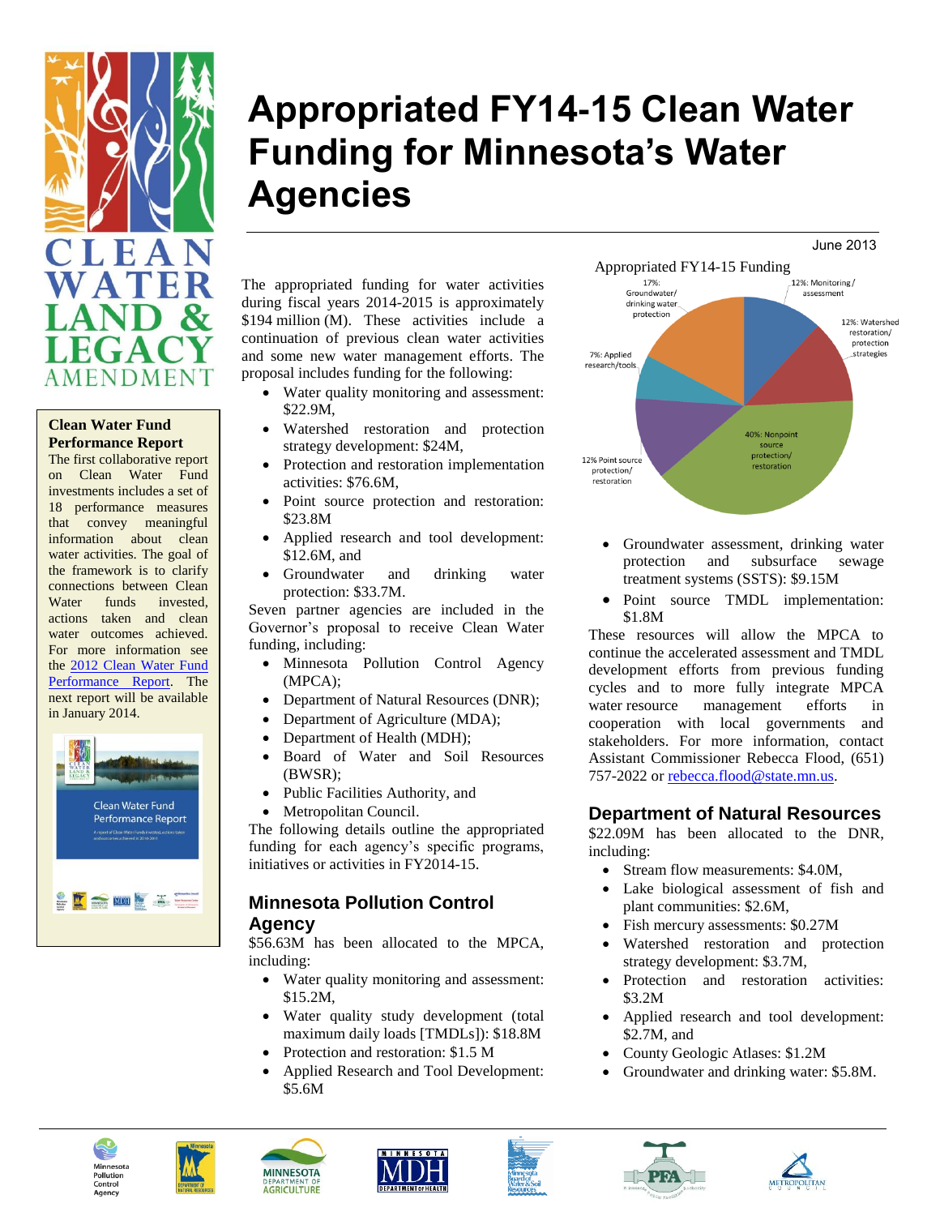# Appropriated FY14-15 Clean Water Funding for Minnesota's Water Agencies

June 2013

**Clean Water Fund Performance Report**

The first collaborative report on Clean Water Fund investments includes a set of 18 performance measures that convey meaningful information about clean water activities. The goal of the framework is to clarify connections between Clean Water funds invested, actions taken and clean water outcomes achieved. For more information see the 2012 Clean Water Fund Performance Report. The next report will be available in January 2014.

The appropriated funding for water activities during fiscal years 2014-2015 is approximately $194 million (M). These activities include a continuation of previous clean water activities and some new water management efforts. The proposal includes funding for the following:

- Water quality monitoring and assessment: $22.9M,
- Watershed restoration and protection strategy development: $24M,
- Protection and restoration implementation activities: $76.6M,
- Point source protection and restoration: $23.8M
- Applied research and tool development: $12.6M, and
- Groundwater and drinking water protection: $33.7M.

Seven partner agencies are included in the Governor's proposal to receive Clean Water funding, including:

- Minnesota Pollution Control Agency (MPCA);
- Department of Natural Resources (DNR);
- Department of Agriculture (MDA);
- Department of Health (MDH);
- Board of Water and Soil Resources (BWSR);
- Public Facilities Authority, and
- Metropolitan Council.

The following details outline the appropriated funding for each agency's specific programs, initiatives or activities in FY2014-15.

Appropriated FY14-15 Funding

- 12%: Monitoring/assessment
- 12%: Watershed restoration/protection strategies
- 40%: Nonpoint source protection/restoration
- 12% Point source protection/restoration
- 7%: Applied research/tools
- 17%: Groundwater/drinking water protection

## Minnesota Pollution Control Agency

$56.63M has been allocated to the MPCA, including:

- Water quality monitoring and assessment: $15.2M,
- Water quality study development (total maximum daily loads [TMDLs]): $18.8M
- Protection and restoration: $1.5 M
- Applied Research and Tool Development: $5.6M
- Groundwater assessment, drinking water protection and subsurface sewage treatment systems (SSTS): $9.15M
- Point source TMDL implementation: $1.8M

These resources will allow the MPCA to continue the accelerated assessment and TMDL development efforts from previous funding cycles and to more fully integrate MPCA water resource management efforts in cooperation with local governments and stakeholders. For more information, contact Assistant Commissioner Rebecca Flood, (651) 757-2022 or rebecca.flood@state.mn.us.

## Department of Natural Resources

$22.09M has been allocated to the DNR, including:

- Stream flow measurements: $4.0M,
- Lake biological assessment of fish and plant communities: $2.6M,
- Fish mercury assessments: $0.27M
- Watershed restoration and protection strategy development: $3.7M,
- Protection and restoration activities: $3.2M
- Applied research and tool development: $2.7M, and
- County Geologic Atlases: $1.2M
- Groundwater and drinking water: $5.8M.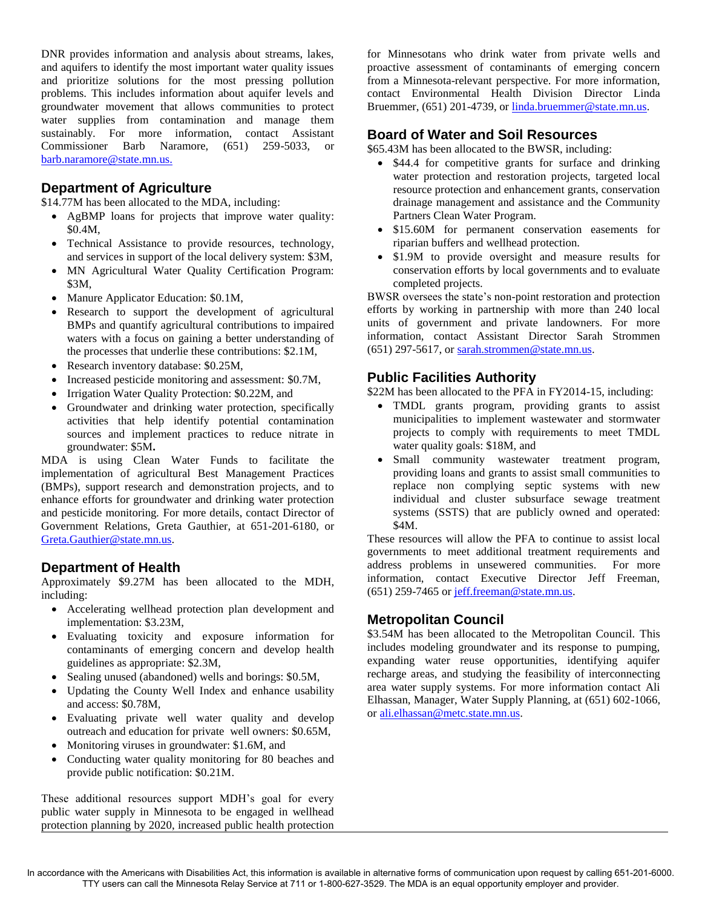DNR provides information and analysis about streams, lakes, and aquifers to identify the most important water quality issues and prioritize solutions for the most pressing pollution problems. This includes information about aquifer levels and groundwater movement that allows communities to protect water supplies from contamination and manage them sustainably. For more information, contact Assistant Commissioner Barb Naramore, (651) 259-5033, or barb.naramore@state.mn.us.

## Department of Agriculture

$14.77M has been allocated to the MDA, including:

- AgBMP loans for projects that improve water quality: $0.4M,
- Technical Assistance to provide resources, technology, and services in support of the local delivery system: $3M,
- MN Agricultural Water Quality Certification Program: $3M,
- Manure Applicator Education: $0.1M,
- Research to support the development of agricultural BMPs and quantify agricultural contributions to impaired waters with a focus on gaining a better understanding of the processes that underlie these contributions: $2.1M,
- Research inventory database: $0.25M,
- Increased pesticide monitoring and assessment: $0.7M,
- Irrigation Water Quality Protection: $0.22M, and
- Groundwater and drinking water protection, specifically activities that help identify potential contamination sources and implement practices to reduce nitrate in groundwater: $5M**.**

MDA is using Clean Water Funds to facilitate the implementation of agricultural Best Management Practices (BMPs), support research and demonstration projects, and to enhance efforts for groundwater and drinking water protection and pesticide monitoring. For more details, contact Director of Government Relations, Greta Gauthier, at 651-201-6180, or Greta.Gauthier@state.mn.us.

## Department of Health

Approximately $9.27M has been allocated to the MDH, including:

- Accelerating wellhead protection plan development and implementation: $3.23M,
- Evaluating toxicity and exposure information for contaminants of emerging concern and develop health guidelines as appropriate: $2.3M,
- Sealing unused (abandoned) wells and borings: $0.5M,
- Updating the County Well Index and enhance usability and access: $0.78M,
- Evaluating private well water quality and develop outreach and education for private well owners: $0.65M,
- Monitoring viruses in groundwater: $1.6M, and
- Conducting water quality monitoring for 80 beaches and provide public notification: $0.21M.

These additional resources support MDH's goal for every public water supply in Minnesota to be engaged in wellhead protection planning by 2020, increased public health protection for Minnesotans who drink water from private wells and proactive assessment of contaminants of emerging concern from a Minnesota-relevant perspective. For more information, contact Environmental Health Division Director Linda Bruemmer, (651) 201-4739, or linda.bruemmer@state.mn.us.

## Board of Water and Soil Resources

$65.43M has been allocated to the BWSR, including:

- $44.4 for competitive grants for surface and drinking water protection and restoration projects, targeted local resource protection and enhancement grants, conservation drainage management and assistance and the Community Partners Clean Water Program.
- $15.60M for permanent conservation easements for riparian buffers and wellhead protection.
- $1.9M to provide oversight and measure results for conservation efforts by local governments and to evaluate completed projects.

BWSR oversees the state's non-point restoration and protection efforts by working in partnership with more than 240 local units of government and private landowners. For more information, contact Assistant Director Sarah Strommen (651) 297-5617, or sarah.strommen@state.mn.us.

## Public Facilities Authority

$22M has been allocated to the PFA in FY2014-15, including:

- TMDL grants program, providing grants to assist municipalities to implement wastewater and stormwater projects to comply with requirements to meet TMDL water quality goals: $18M, and
- Small community wastewater treatment program, providing loans and grants to assist small communities to replace non complying septic systems with new individual and cluster subsurface sewage treatment systems (SSTS) that are publicly owned and operated: $4M.

These resources will allow the PFA to continue to assist local governments to meet additional treatment requirements and address problems in unsewered communities. For more information, contact Executive Director Jeff Freeman, (651) 259-7465 or jeff.freeman@state.mn.us.

## Metropolitan Council

$3.54M has been allocated to the Metropolitan Council. This includes modeling groundwater and its response to pumping, expanding water reuse opportunities, identifying aquifer recharge areas, and studying the feasibility of interconnecting area water supply systems. For more information contact Ali Elhassan, Manager, Water Supply Planning, at (651) 602-1066, or ali.elhassan@metc.state.mn.us.

In accordance with the Americans with Disabilities Act, this information is available in alternative forms of communication upon request by calling 651-201-6000. TTY users can call the Minnesota Relay Service at 711 or 1-800-627-3529. The MDA is an equal opportunity employer and provider.